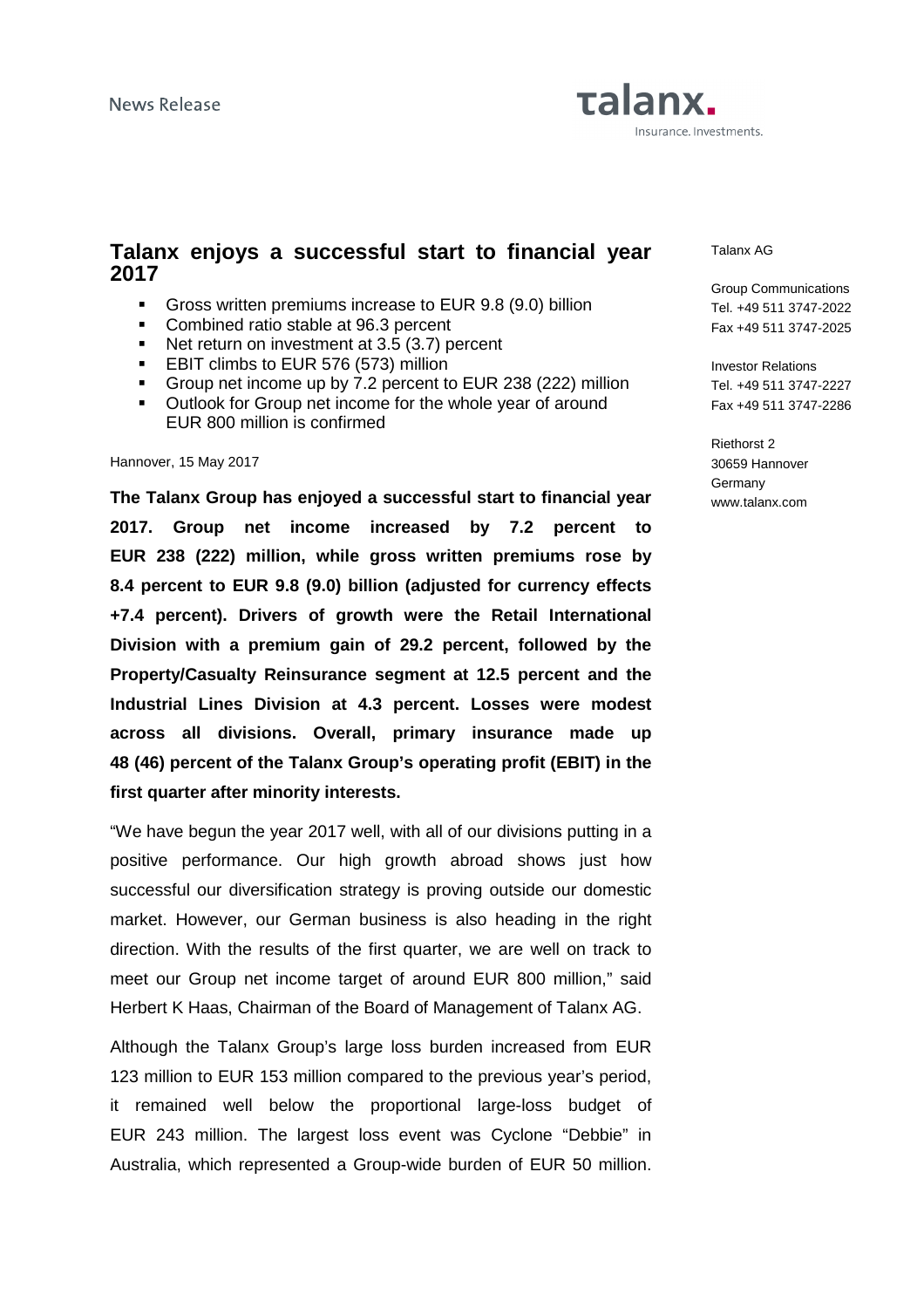News Release

# Talanx enjoys a successful start to financial year 2017

- Gross written premiums increase to EUR 9.8 (9.0) billion
- Combined ratio stable at 96.3 percent
- Net return on investment at 3.5 (3.7) percent
- EBIT climbs to EUR 576 (573) million
- Group net income up by 7.2 percent to EUR 238 (222) million
- Outlook for Group net income for the whole year of around EUR 800 million is confirmed

Talanx AG

Group Communications
Tel. +49 511 3747-2022
Fax +49 511 3747-2025

Investor Relations
Tel. +49 511 3747-2227
Fax +49 511 3747-2286

Riethorst 2
30659 Hannover
Germany
www.talanx.com

Hannover, 15 May 2017

**The Talanx Group has enjoyed a successful start to financial year 2017. Group net income increased by 7.2 percent to EUR 238 (222) million, while gross written premiums rose by 8.4 percent to EUR 9.8 (9.0) billion (adjusted for currency effects +7.4 percent). Drivers of growth were the Retail International Division with a premium gain of 29.2 percent, followed by the Property/Casualty Reinsurance segment at 12.5 percent and the Industrial Lines Division at 4.3 percent. Losses were modest across all divisions. Overall, primary insurance made up 48 (46) percent of the Talanx Group's operating profit (EBIT) in the first quarter after minority interests.**

"We have begun the year 2017 well, with all of our divisions putting in a positive performance. Our high growth abroad shows just how successful our diversification strategy is proving outside our domestic market. However, our German business is also heading in the right direction. With the results of the first quarter, we are well on track to meet our Group net income target of around EUR 800 million," said Herbert K Haas, Chairman of the Board of Management of Talanx AG.

Although the Talanx Group's large loss burden increased from EUR 123 million to EUR 153 million compared to the previous year's period, it remained well below the proportional large-loss budget of EUR 243 million. The largest loss event was Cyclone "Debbie" in Australia, which represented a Group-wide burden of EUR 50 million.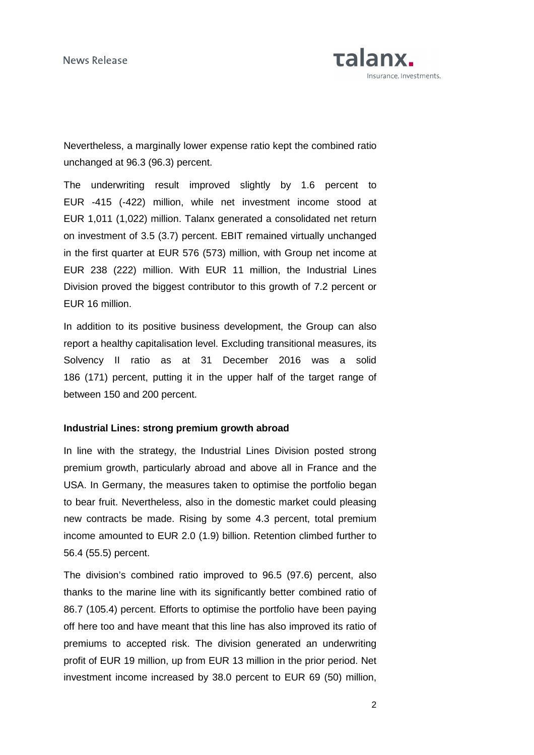Nevertheless, a marginally lower expense ratio kept the combined ratio unchanged at 96.3 (96.3) percent.

The underwriting result improved slightly by 1.6 percent to EUR -415 (-422) million, while net investment income stood at EUR 1,011 (1,022) million. Talanx generated a consolidated net return on investment of 3.5 (3.7) percent. EBIT remained virtually unchanged in the first quarter at EUR 576 (573) million, with Group net income at EUR 238 (222) million. With EUR 11 million, the Industrial Lines Division proved the biggest contributor to this growth of 7.2 percent or EUR 16 million.

In addition to its positive business development, the Group can also report a healthy capitalisation level. Excluding transitional measures, its Solvency II ratio as at 31 December 2016 was a solid 186 (171) percent, putting it in the upper half of the target range of between 150 and 200 percent.

**Industrial Lines: strong premium growth abroad**

In line with the strategy, the Industrial Lines Division posted strong premium growth, particularly abroad and above all in France and the USA. In Germany, the measures taken to optimise the portfolio began to bear fruit. Nevertheless, also in the domestic market could pleasing new contracts be made. Rising by some 4.3 percent, total premium income amounted to EUR 2.0 (1.9) billion. Retention climbed further to 56.4 (55.5) percent.

The division's combined ratio improved to 96.5 (97.6) percent, also thanks to the marine line with its significantly better combined ratio of 86.7 (105.4) percent. Efforts to optimise the portfolio have been paying off here too and have meant that this line has also improved its ratio of premiums to accepted risk. The division generated an underwriting profit of EUR 19 million, up from EUR 13 million in the prior period. Net investment income increased by 38.0 percent to EUR 69 (50) million,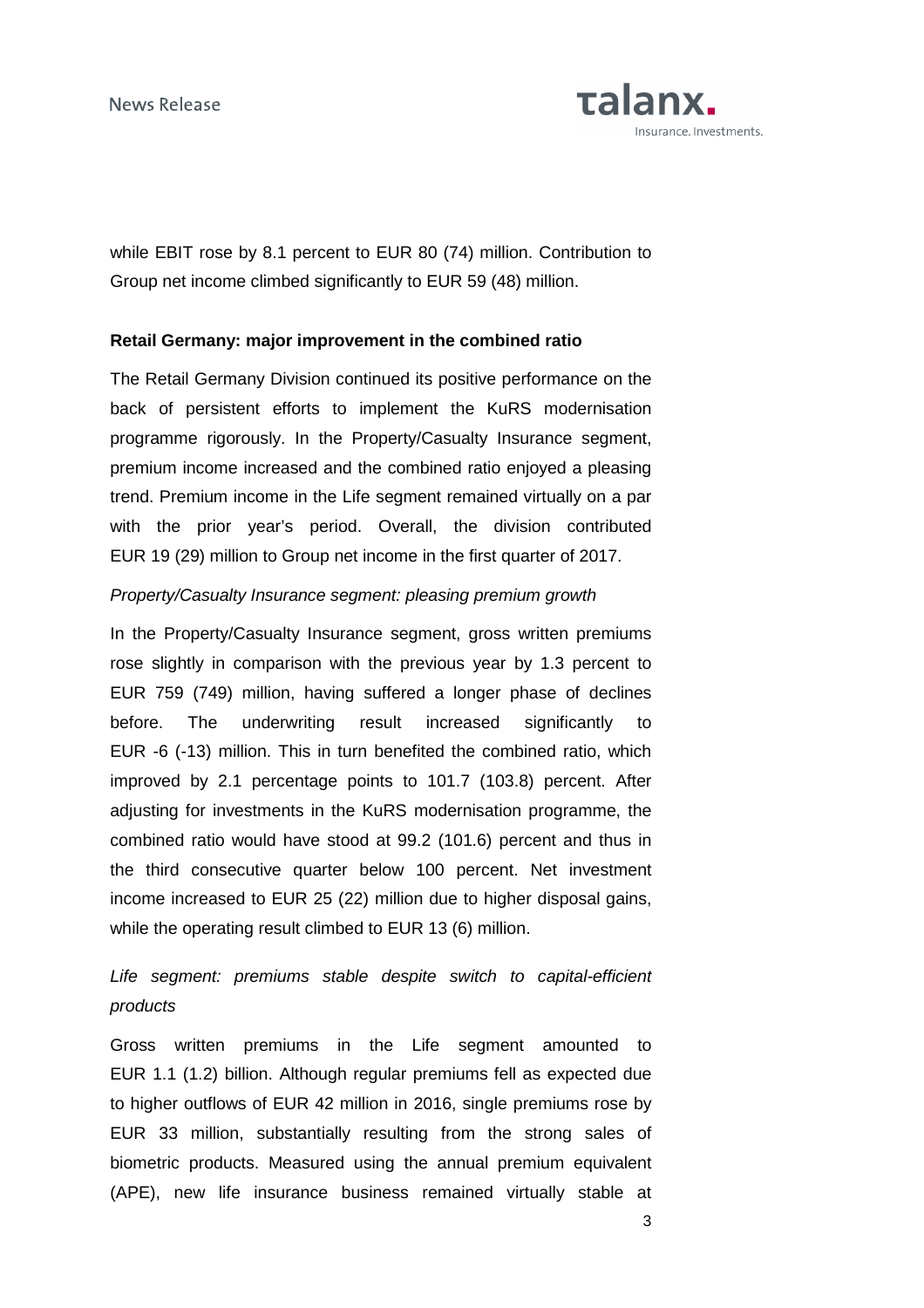while EBIT rose by 8.1 percent to EUR 80 (74) million. Contribution to Group net income climbed significantly to EUR 59 (48) million.

**Retail Germany: major improvement in the combined ratio**

The Retail Germany Division continued its positive performance on the back of persistent efforts to implement the KuRS modernisation programme rigorously. In the Property/Casualty Insurance segment, premium income increased and the combined ratio enjoyed a pleasing trend. Premium income in the Life segment remained virtually on a par with the prior year's period. Overall, the division contributed EUR 19 (29) million to Group net income in the first quarter of 2017.

*Property/Casualty Insurance segment: pleasing premium growth*

In the Property/Casualty Insurance segment, gross written premiums rose slightly in comparison with the previous year by 1.3 percent to EUR 759 (749) million, having suffered a longer phase of declines before. The underwriting result increased significantly to EUR -6 (-13) million. This in turn benefited the combined ratio, which improved by 2.1 percentage points to 101.7 (103.8) percent. After adjusting for investments in the KuRS modernisation programme, the combined ratio would have stood at 99.2 (101.6) percent and thus in the third consecutive quarter below 100 percent. Net investment income increased to EUR 25 (22) million due to higher disposal gains, while the operating result climbed to EUR 13 (6) million.

*Life segment: premiums stable despite switch to capital-efficient products*

Gross written premiums in the Life segment amounted to EUR 1.1 (1.2) billion. Although regular premiums fell as expected due to higher outflows of EUR 42 million in 2016, single premiums rose by EUR 33 million, substantially resulting from the strong sales of biometric products. Measured using the annual premium equivalent (APE), new life insurance business remained virtually stable at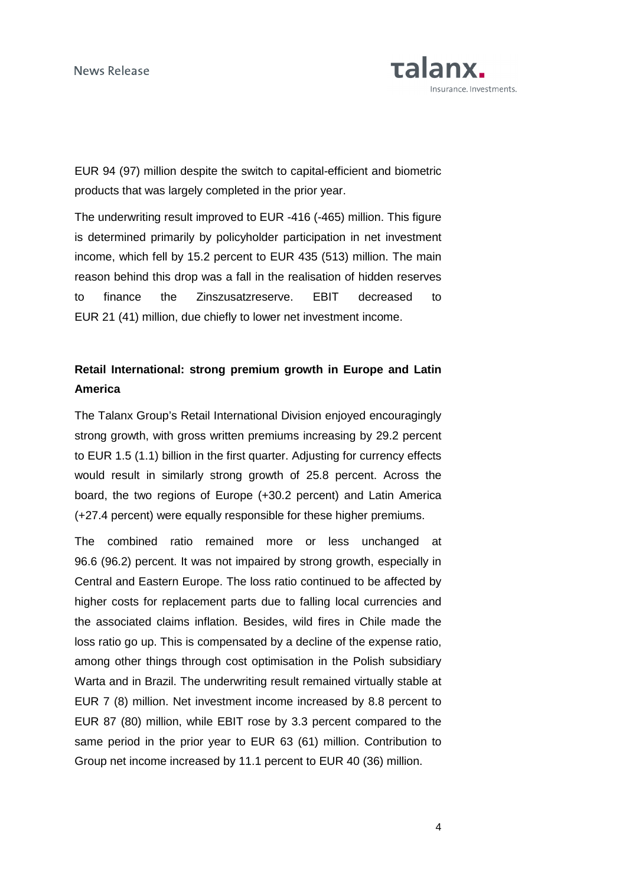EUR 94 (97) million despite the switch to capital-efficient and biometric products that was largely completed in the prior year.

The underwriting result improved to EUR -416 (-465) million. This figure is determined primarily by policyholder participation in net investment income, which fell by 15.2 percent to EUR 435 (513) million. The main reason behind this drop was a fall in the realisation of hidden reserves to finance the Zinszusatzreserve. EBIT decreased to EUR 21 (41) million, due chiefly to lower net investment income.

**Retail International: strong premium growth in Europe and Latin America**

The Talanx Group's Retail International Division enjoyed encouragingly strong growth, with gross written premiums increasing by 29.2 percent to EUR 1.5 (1.1) billion in the first quarter. Adjusting for currency effects would result in similarly strong growth of 25.8 percent. Across the board, the two regions of Europe (+30.2 percent) and Latin America (+27.4 percent) were equally responsible for these higher premiums.

The combined ratio remained more or less unchanged at 96.6 (96.2) percent. It was not impaired by strong growth, especially in Central and Eastern Europe. The loss ratio continued to be affected by higher costs for replacement parts due to falling local currencies and the associated claims inflation. Besides, wild fires in Chile made the loss ratio go up. This is compensated by a decline of the expense ratio, among other things through cost optimisation in the Polish subsidiary Warta and in Brazil. The underwriting result remained virtually stable at EUR 7 (8) million. Net investment income increased by 8.8 percent to EUR 87 (80) million, while EBIT rose by 3.3 percent compared to the same period in the prior year to EUR 63 (61) million. Contribution to Group net income increased by 11.1 percent to EUR 40 (36) million.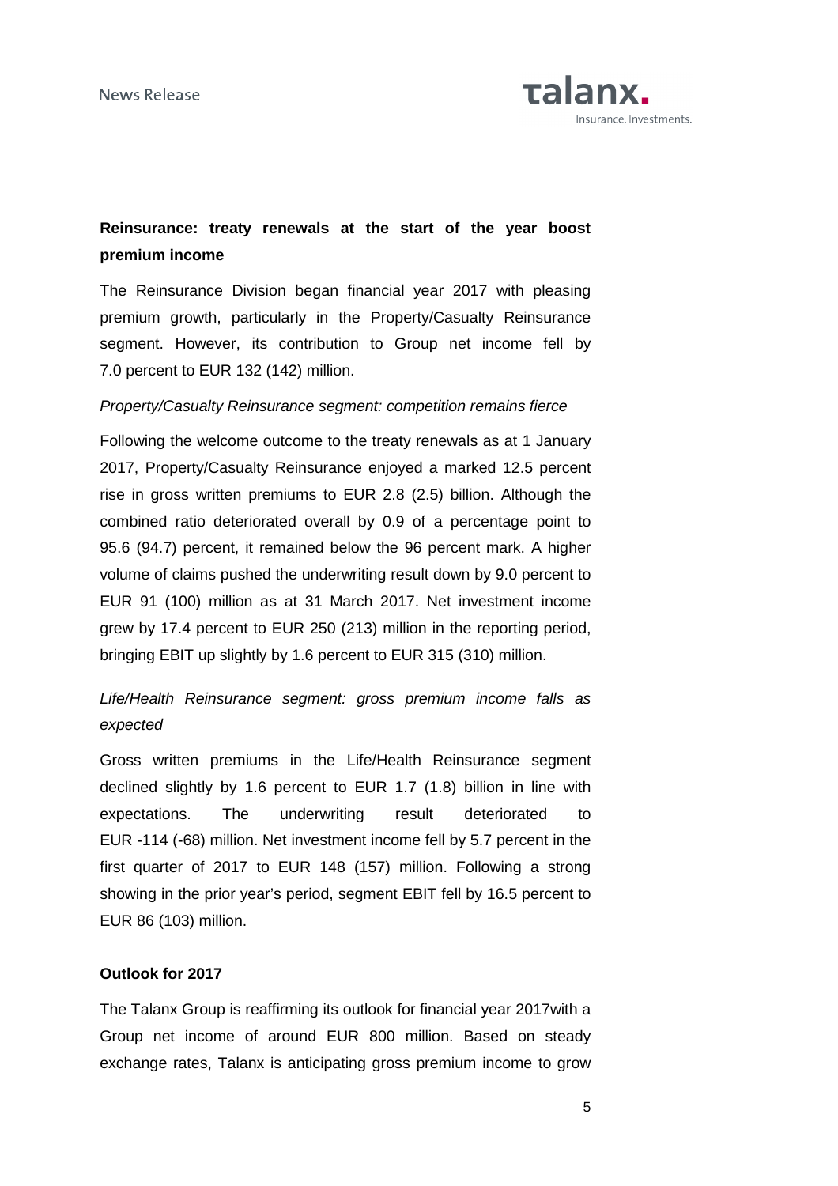## Reinsurance: treaty renewals at the start of the year boost premium income

The Reinsurance Division began financial year 2017 with pleasing premium growth, particularly in the Property/Casualty Reinsurance segment. However, its contribution to Group net income fell by 7.0 percent to EUR 132 (142) million.

*Property/Casualty Reinsurance segment: competition remains fierce*

Following the welcome outcome to the treaty renewals as at 1 January 2017, Property/Casualty Reinsurance enjoyed a marked 12.5 percent rise in gross written premiums to EUR 2.8 (2.5) billion. Although the combined ratio deteriorated overall by 0.9 of a percentage point to 95.6 (94.7) percent, it remained below the 96 percent mark. A higher volume of claims pushed the underwriting result down by 9.0 percent to EUR 91 (100) million as at 31 March 2017. Net investment income grew by 17.4 percent to EUR 250 (213) million in the reporting period, bringing EBIT up slightly by 1.6 percent to EUR 315 (310) million.

*Life/Health Reinsurance segment: gross premium income falls as expected*

Gross written premiums in the Life/Health Reinsurance segment declined slightly by 1.6 percent to EUR 1.7 (1.8) billion in line with expectations. The underwriting result deteriorated to EUR -114 (-68) million. Net investment income fell by 5.7 percent in the first quarter of 2017 to EUR 148 (157) million. Following a strong showing in the prior year's period, segment EBIT fell by 16.5 percent to EUR 86 (103) million.

## Outlook for 2017

The Talanx Group is reaffirming its outlook for financial year 2017with a Group net income of around EUR 800 million. Based on steady exchange rates, Talanx is anticipating gross premium income to grow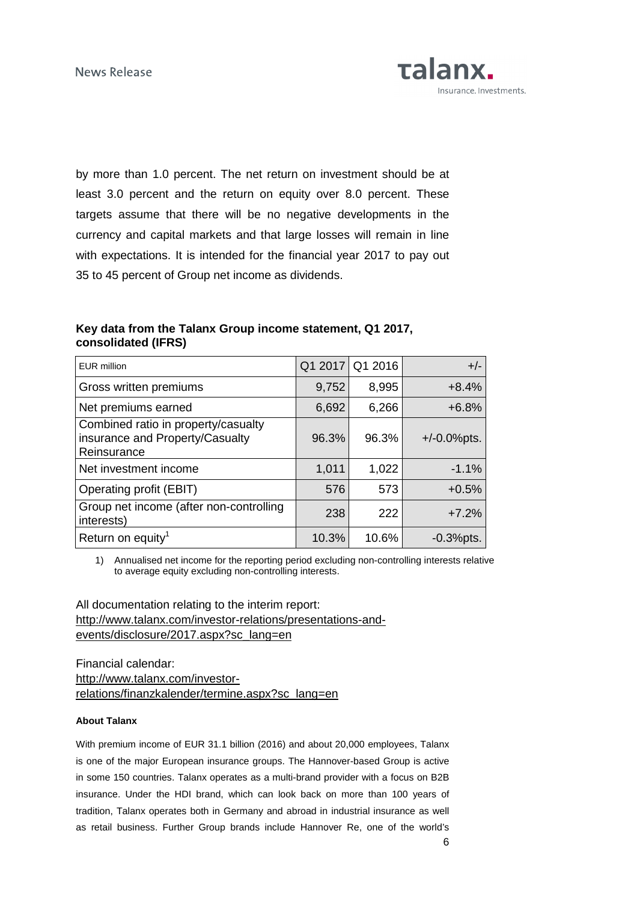by more than 1.0 percent. The net return on investment should be at least 3.0 percent and the return on equity over 8.0 percent. These targets assume that there will be no negative developments in the currency and capital markets and that large losses will remain in line with expectations. It is intended for the financial year 2017 to pay out 35 to 45 percent of Group net income as dividends.

**Key data from the Talanx Group income statement, Q1 2017, consolidated (IFRS)**

| EUR million | Q1 2017 | Q1 2016 | +/- |
|---|---|---|---|
| Gross written premiums | 9,752 | 8,995 | +8.4% |
| Net premiums earned | 6,692 | 6,266 | +6.8% |
| Combined ratio in property/casualty insurance and Property/Casualty Reinsurance | 96.3% | 96.3% | +/-0.0%pts. |
| Net investment income | 1,011 | 1,022 | -1.1% |
| Operating profit (EBIT) | 576 | 573 | +0.5% |
| Group net income (after non-controlling interests) | 238 | 222 | +7.2% |
| Return on equity[1] | 10.3% | 10.6% | -0.3%pts. |

1) Annualised net income for the reporting period excluding non-controlling interests relative to average equity excluding non-controlling interests.

All documentation relating to the interim report:
http://www.talanx.com/investor-relations/presentations-and-events/disclosure/2017.aspx?sc_lang=en

Financial calendar:
http://www.talanx.com/investor-relations/finanzkalender/termine.aspx?sc_lang=en

**About Talanx**

With premium income of EUR 31.1 billion (2016) and about 20,000 employees, Talanx is one of the major European insurance groups. The Hannover-based Group is active in some 150 countries. Talanx operates as a multi-brand provider with a focus on B2B insurance. Under the HDI brand, which can look back on more than 100 years of tradition, Talanx operates both in Germany and abroad in industrial insurance as well as retail business. Further Group brands include Hannover Re, one of the world's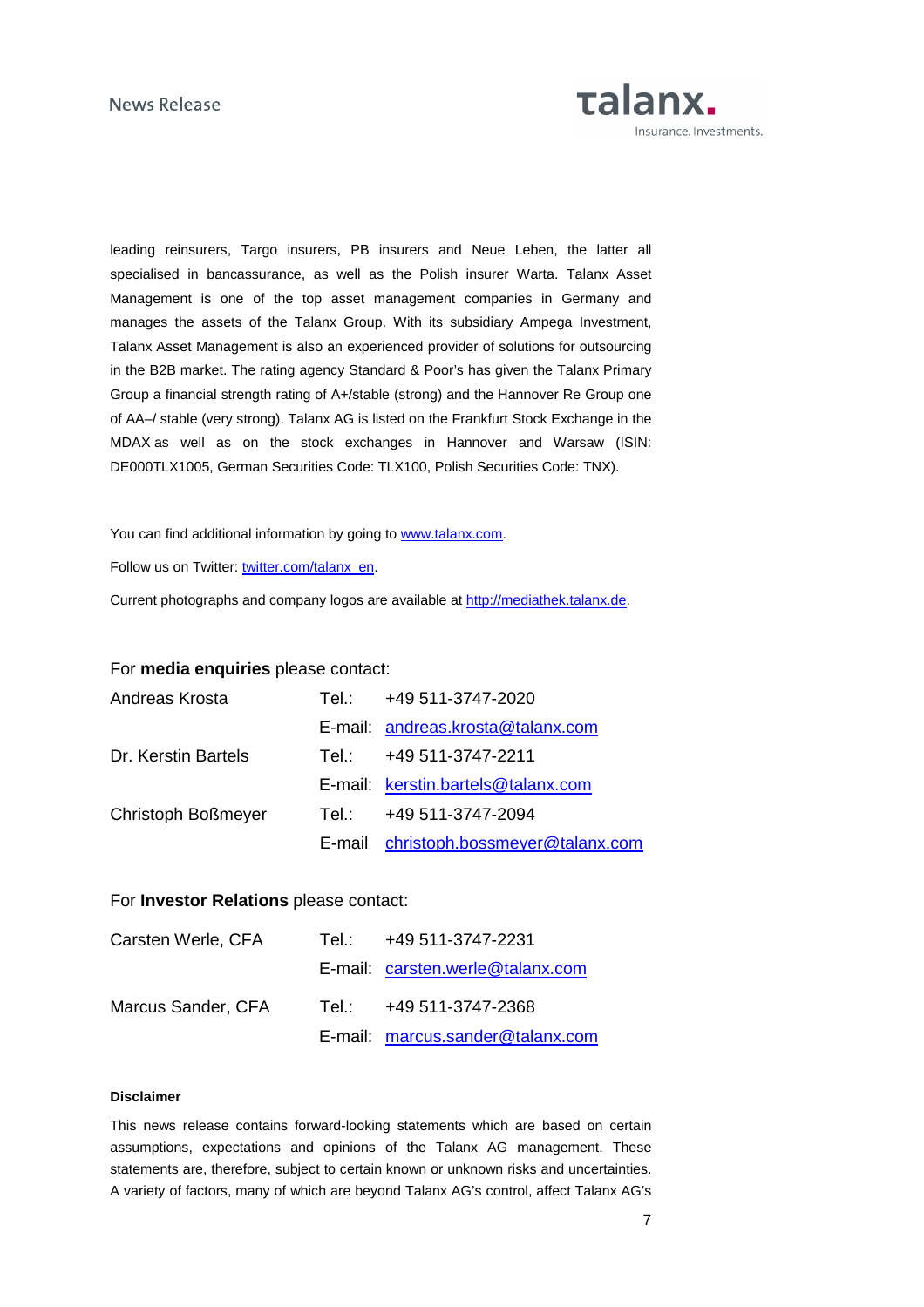leading reinsurers, Targo insurers, PB insurers and Neue Leben, the latter all specialised in bancassurance, as well as the Polish insurer Warta. Talanx Asset Management is one of the top asset management companies in Germany and manages the assets of the Talanx Group. With its subsidiary Ampega Investment, Talanx Asset Management is also an experienced provider of solutions for outsourcing in the B2B market. The rating agency Standard & Poor's has given the Talanx Primary Group a financial strength rating of A+/stable (strong) and the Hannover Re Group one of AA–/ stable (very strong). Talanx AG is listed on the Frankfurt Stock Exchange in the MDAX as well as on the stock exchanges in Hannover and Warsaw (ISIN: DE000TLX1005, German Securities Code: TLX100, Polish Securities Code: TNX).

You can find additional information by going to www.talanx.com.

Follow us on Twitter: twitter.com/talanx_en.

Current photographs and company logos are available at http://mediathek.talanx.de.

For **media enquiries** please contact:

| | | |
|---|---|---|
| Andreas Krosta | Tel.: | +49 511-3747-2020 |
| | E-mail: | andreas.krosta@talanx.com |
| Dr. Kerstin Bartels | Tel.: | +49 511-3747-2211 |
| | E-mail: | kerstin.bartels@talanx.com |
| Christoph Boßmeyer | Tel.: | +49 511-3747-2094 |
| | E-mail | christoph.bossmeyer@talanx.com |

For **Investor Relations** please contact:

| | | |
|---|---|---|
| Carsten Werle, CFA | Tel.: | +49 511-3747-2231 |
| | E-mail: | carsten.werle@talanx.com |
| Marcus Sander, CFA | Tel.: | +49 511-3747-2368 |
| | E-mail: | marcus.sander@talanx.com |

**Disclaimer**

This news release contains forward-looking statements which are based on certain assumptions, expectations and opinions of the Talanx AG management. These statements are, therefore, subject to certain known or unknown risks and uncertainties. A variety of factors, many of which are beyond Talanx AG's control, affect Talanx AG's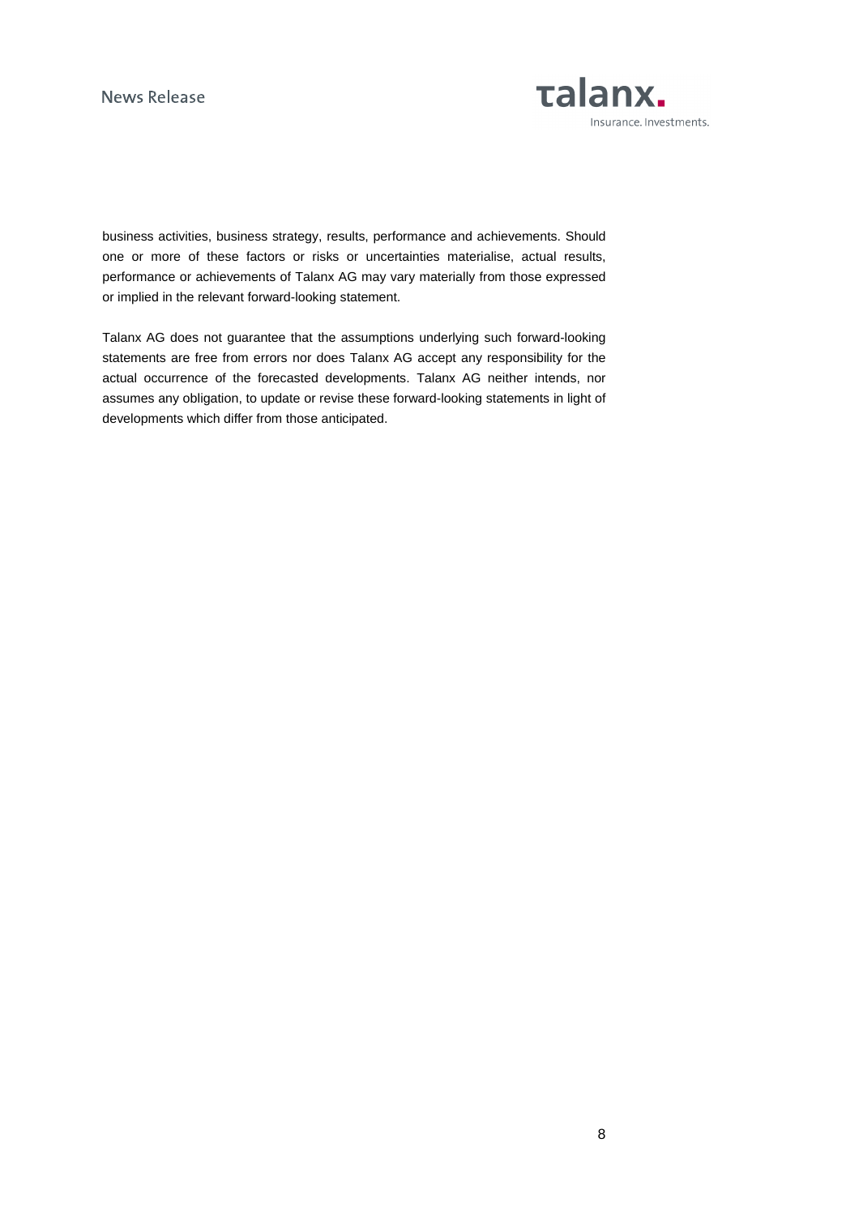business activities, business strategy, results, performance and achievements. Should one or more of these factors or risks or uncertainties materialise, actual results, performance or achievements of Talanx AG may vary materially from those expressed or implied in the relevant forward-looking statement.

Talanx AG does not guarantee that the assumptions underlying such forward-looking statements are free from errors nor does Talanx AG accept any responsibility for the actual occurrence of the forecasted developments. Talanx AG neither intends, nor assumes any obligation, to update or revise these forward-looking statements in light of developments which differ from those anticipated.